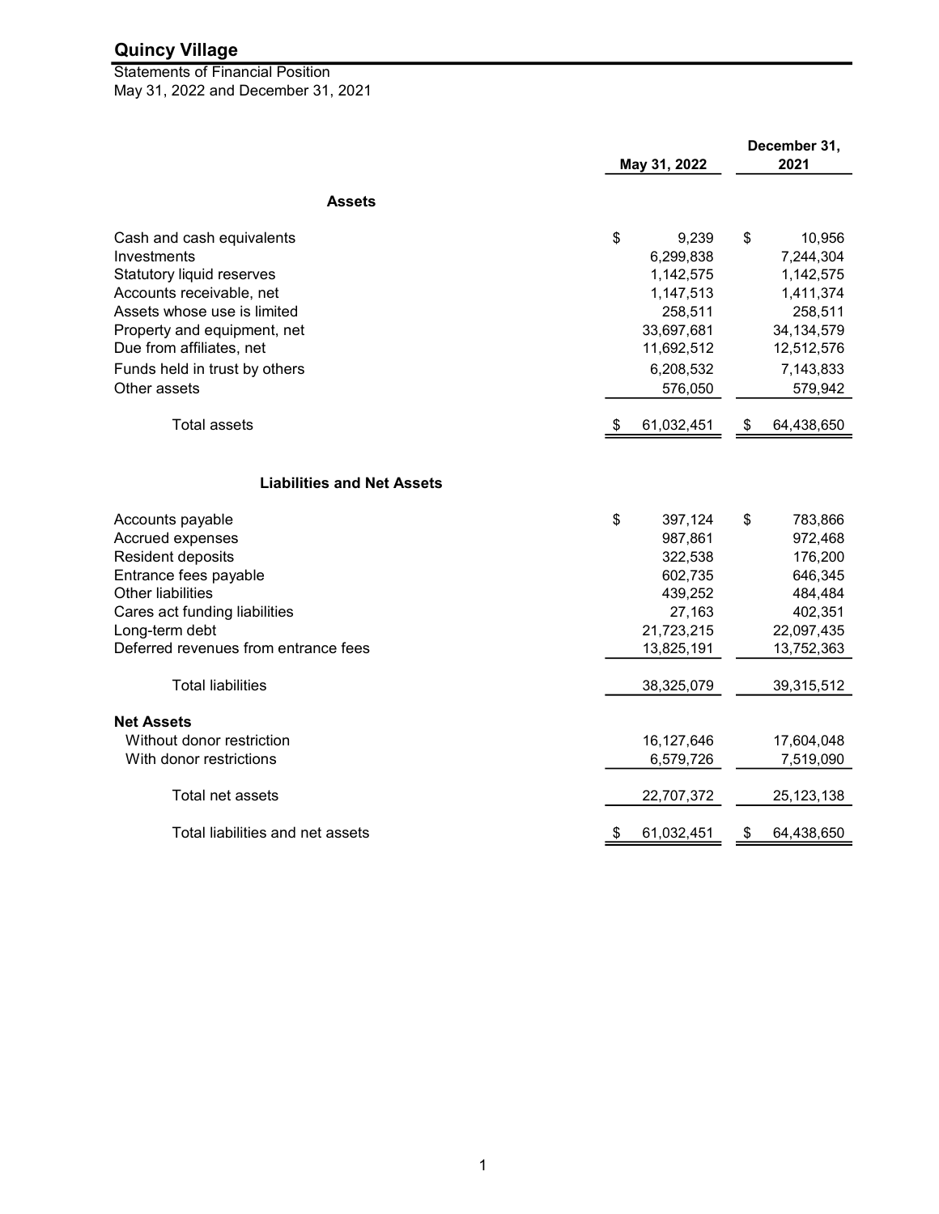# Quincy Village

Statements of Financial Position
May 31, 2022 and December 31, 2021

| | May 31, 2022 | December 31, 2021 |
|---|---|---|
| **Assets** | | |
| Cash and cash equivalents | $ 9,239 | $ 10,956 |
| Investments | 6,299,838 | 7,244,304 |
| Statutory liquid reserves | 1,142,575 | 1,142,575 |
| Accounts receivable, net | 1,147,513 | 1,411,374 |
| Assets whose use is limited | 258,511 | 258,511 |
| Property and equipment, net | 33,697,681 | 34,134,579 |
| Due from affiliates, net | 11,692,512 | 12,512,576 |
| Funds held in trust by others | 6,208,532 | 7,143,833 |
| Other assets | 576,050 | 579,942 |
| Total assets | $ 61,032,451 | $ 64,438,650 |
| **Liabilities and Net Assets** | | |
| Accounts payable | $ 397,124 | $ 783,866 |
| Accrued expenses | 987,861 | 972,468 |
| Resident deposits | 322,538 | 176,200 |
| Entrance fees payable | 602,735 | 646,345 |
| Other liabilities | 439,252 | 484,484 |
| Cares act funding liabilities | 27,163 | 402,351 |
| Long-term debt | 21,723,215 | 22,097,435 |
| Deferred revenues from entrance fees | 13,825,191 | 13,752,363 |
| Total liabilities | 38,325,079 | 39,315,512 |
| **Net Assets** | | |
| Without donor restriction | 16,127,646 | 17,604,048 |
| With donor restrictions | 6,579,726 | 7,519,090 |
| Total net assets | 22,707,372 | 25,123,138 |
| Total liabilities and net assets | $ 61,032,451 | $ 64,438,650 |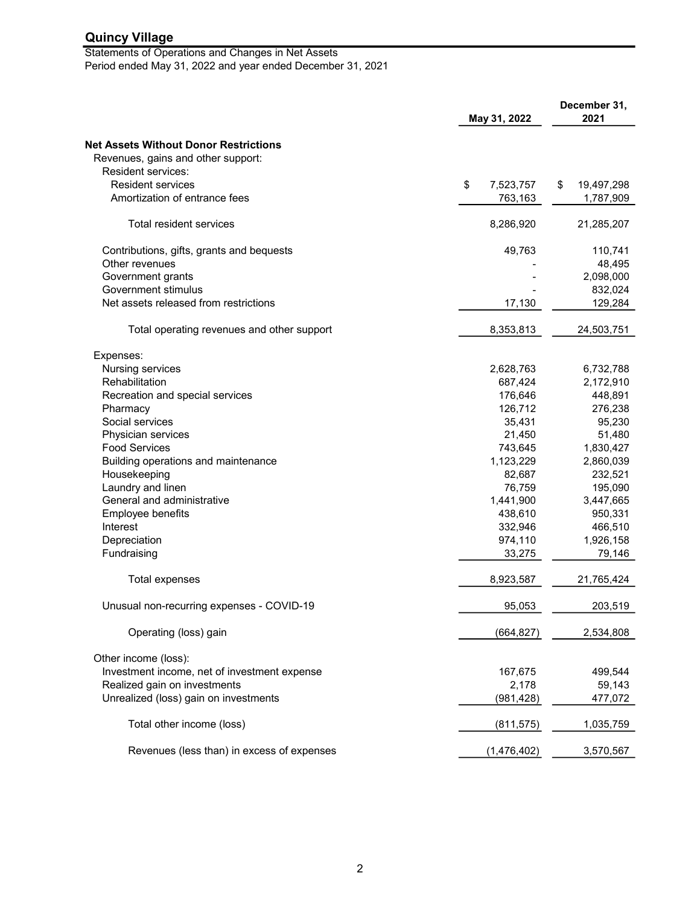# Quincy Village

Statements of Operations and Changes in Net Assets
Period ended May 31, 2022 and year ended December 31, 2021

| | May 31, 2022 | December 31, 2021 |
|---|---|---|
| **Net Assets Without Donor Restrictions** | | |
| Revenues, gains and other support: | | |
| Resident services: | | |
| Resident services | $ 7,523,757 | $ 19,497,298 |
| Amortization of entrance fees | 763,163 | 1,787,909 |
| Total resident services | 8,286,920 | 21,285,207 |
| Contributions, gifts, grants and bequests | 49,763 | 110,741 |
| Other revenues | - | 48,495 |
| Government grants | - | 2,098,000 |
| Government stimulus | - | 832,024 |
| Net assets released from restrictions | 17,130 | 129,284 |
| Total operating revenues and other support | 8,353,813 | 24,503,751 |
| Expenses: | | |
| Nursing services | 2,628,763 | 6,732,788 |
| Rehabilitation | 687,424 | 2,172,910 |
| Recreation and special services | 176,646 | 448,891 |
| Pharmacy | 126,712 | 276,238 |
| Social services | 35,431 | 95,230 |
| Physician services | 21,450 | 51,480 |
| Food Services | 743,645 | 1,830,427 |
| Building operations and maintenance | 1,123,229 | 2,860,039 |
| Housekeeping | 82,687 | 232,521 |
| Laundry and linen | 76,759 | 195,090 |
| General and administrative | 1,441,900 | 3,447,665 |
| Employee benefits | 438,610 | 950,331 |
| Interest | 332,946 | 466,510 |
| Depreciation | 974,110 | 1,926,158 |
| Fundraising | 33,275 | 79,146 |
| Total expenses | 8,923,587 | 21,765,424 |
| Unusual non-recurring expenses - COVID-19 | 95,053 | 203,519 |
| Operating (loss) gain | (664,827) | 2,534,808 |
| Other income (loss): | | |
| Investment income, net of investment expense | 167,675 | 499,544 |
| Realized gain on investments | 2,178 | 59,143 |
| Unrealized (loss) gain on investments | (981,428) | 477,072 |
| Total other income (loss) | (811,575) | 1,035,759 |
| Revenues (less than) in excess of expenses | (1,476,402) | 3,570,567 |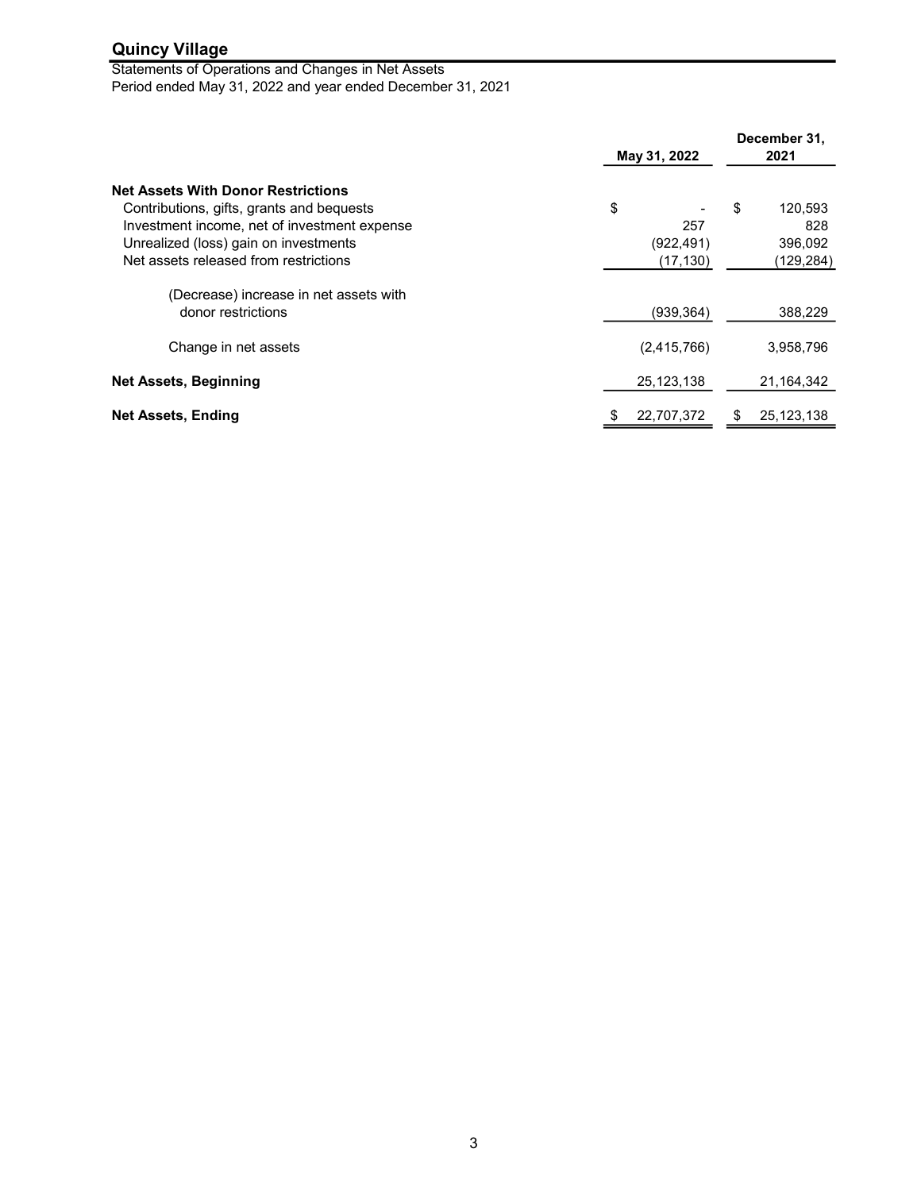# Quincy Village

Statements of Operations and Changes in Net Assets
Period ended May 31, 2022 and year ended December 31, 2021

| | May 31, 2022 | December 31, 2021 |
|---|---|---|
| **Net Assets With Donor Restrictions** | | |
| Contributions, gifts, grants and bequests | $ - | $ 120,593 |
| Investment income, net of investment expense | 257 | 828 |
| Unrealized (loss) gain on investments | (922,491) | 396,092 |
| Net assets released from restrictions | (17,130) | (129,284) |
| (Decrease) increase in net assets with donor restrictions | (939,364) | 388,229 |
| Change in net assets | (2,415,766) | 3,958,796 |
| **Net Assets, Beginning** | 25,123,138 | 21,164,342 |
| **Net Assets, Ending** | $ 22,707,372 | $ 25,123,138 |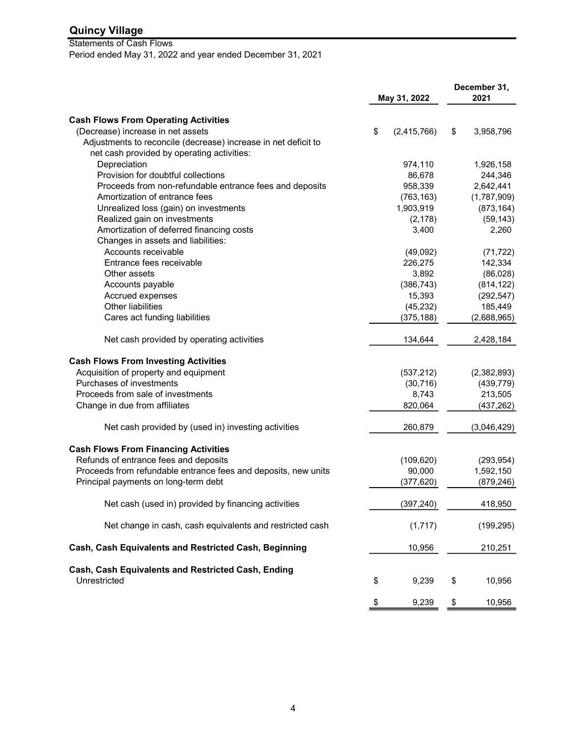# Quincy Village

Statements of Cash Flows
Period ended May 31, 2022 and year ended December 31, 2021

| | May 31, 2022 | December 31, 2021 |
|---|---|---|
| **Cash Flows From Operating Activities** | | |
| (Decrease) increase in net assets | $ (2,415,766) | $ 3,958,796 |
| Adjustments to reconcile (decrease) increase in net deficit to net cash provided by operating activities: | | |
| Depreciation | 974,110 | 1,926,158 |
| Provision for doubtful collections | 86,678 | 244,346 |
| Proceeds from non-refundable entrance fees and deposits | 958,339 | 2,642,441 |
| Amortization of entrance fees | (763,163) | (1,787,909) |
| Unrealized loss (gain) on investments | 1,903,919 | (873,164) |
| Realized gain on investments | (2,178) | (59,143) |
| Amortization of deferred financing costs | 3,400 | 2,260 |
| Changes in assets and liabilities: | | |
| Accounts receivable | (49,092) | (71,722) |
| Entrance fees receivable | 226,275 | 142,334 |
| Other assets | 3,892 | (86,028) |
| Accounts payable | (386,743) | (814,122) |
| Accrued expenses | 15,393 | (292,547) |
| Other liabilities | (45,232) | 185,449 |
| Cares act funding liabilities | (375,188) | (2,688,965) |
| Net cash provided by operating activities | 134,644 | 2,428,184 |
| **Cash Flows From Investing Activities** | | |
| Acquisition of property and equipment | (537,212) | (2,382,893) |
| Purchases of investments | (30,716) | (439,779) |
| Proceeds from sale of investments | 8,743 | 213,505 |
| Change in due from affiliates | 820,064 | (437,262) |
| Net cash provided by (used in) investing activities | 260,879 | (3,046,429) |
| **Cash Flows From Financing Activities** | | |
| Refunds of entrance fees and deposits | (109,620) | (293,954) |
| Proceeds from refundable entrance fees and deposits, new units | 90,000 | 1,592,150 |
| Principal payments on long-term debt | (377,620) | (879,246) |
| Net cash (used in) provided by financing activities | (397,240) | 418,950 |
| Net change in cash, cash equivalents and restricted cash | (1,717) | (199,295) |
| **Cash, Cash Equivalents and Restricted Cash, Beginning** | 10,956 | 210,251 |
| **Cash, Cash Equivalents and Restricted Cash, Ending** | | |
| Unrestricted | $ 9,239 | $ 10,956 |
| | $ 9,239 | $ 10,956 |